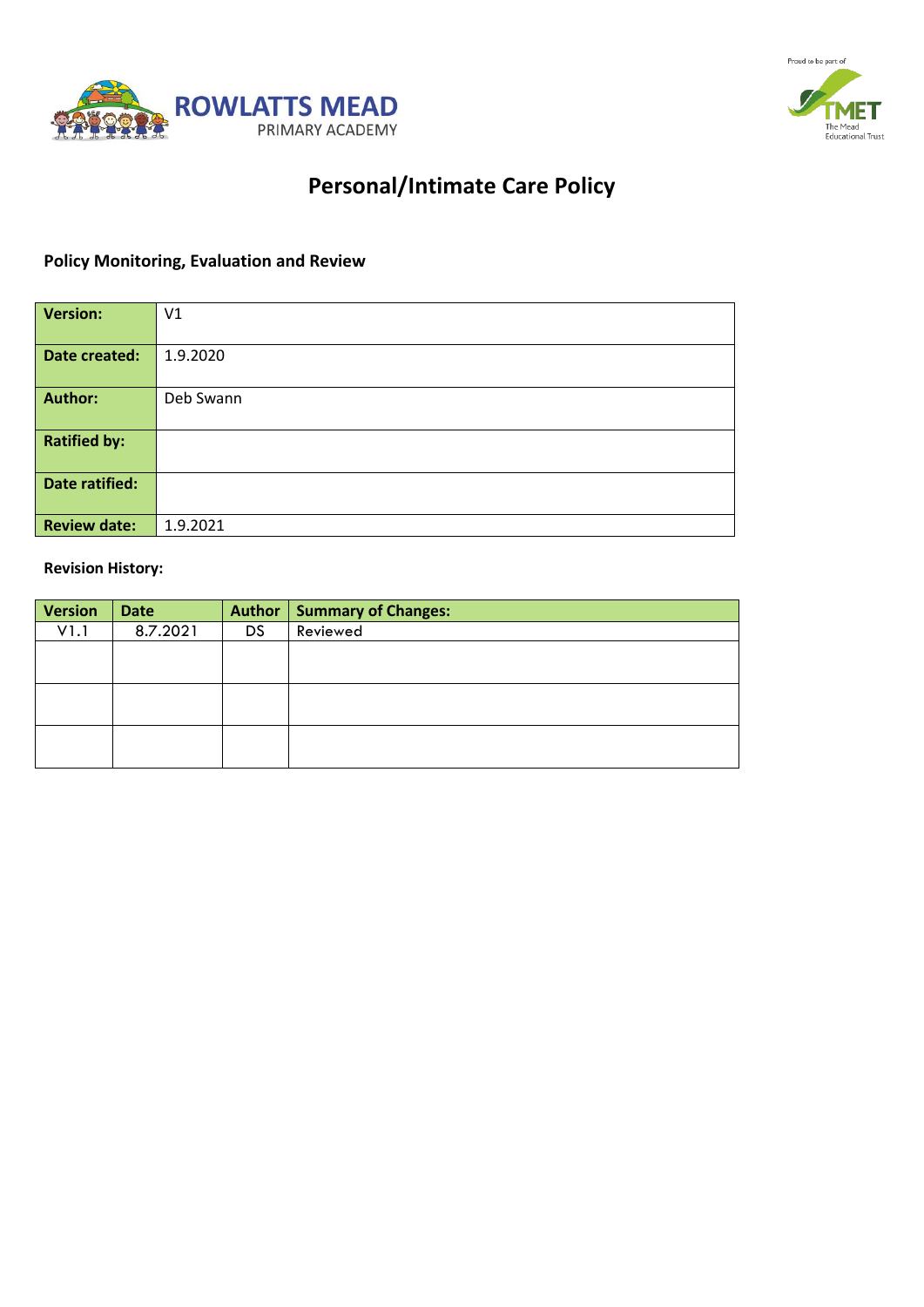ROWLATTS MEAD
PRIMARY ACADEMY

Proud to be part of
TMET
The Mead Educational Trust

# Personal/Intimate Care Policy

## Policy Monitoring, Evaluation and Review

| | |
|---|---|
| **Version:** | V1 |
| **Date created:** | 1.9.2020 |
| **Author:** | Deb Swann |
| **Ratified by:** | |
| **Date ratified:** | |
| **Review date:** | 1.9.2021 |

**Revision History:**

| Version | Date | Author | Summary of Changes: |
|---|---|---|---|
| V1.1 | 8.7.2021 | DS | Reviewed |
| | | | |
| | | | |
| | | | |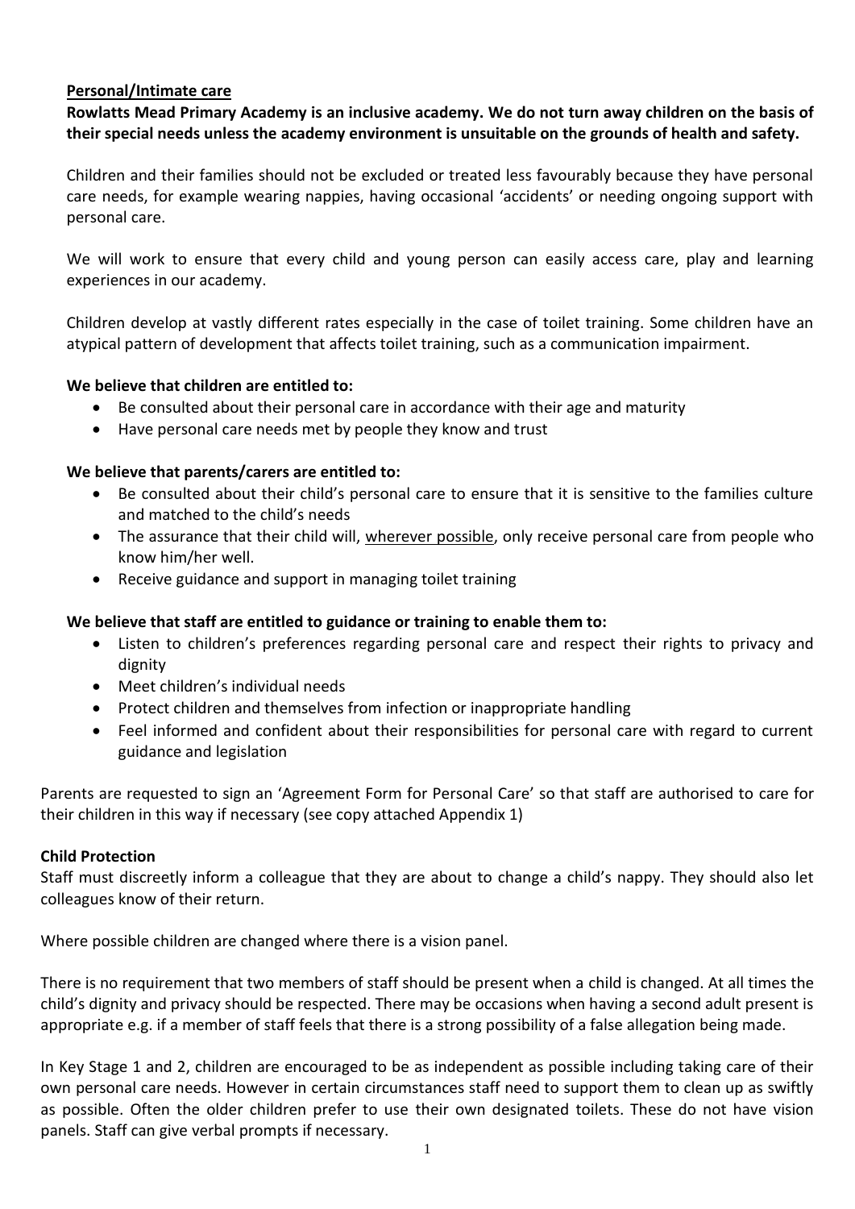**<u>Personal/Intimate care</u>**

**Rowlatts Mead Primary Academy is an inclusive academy. We do not turn away children on the basis of their special needs unless the academy environment is unsuitable on the grounds of health and safety.**

Children and their families should not be excluded or treated less favourably because they have personal care needs, for example wearing nappies, having occasional 'accidents' or needing ongoing support with personal care.

We will work to ensure that every child and young person can easily access care, play and learning experiences in our academy.

Children develop at vastly different rates especially in the case of toilet training. Some children have an atypical pattern of development that affects toilet training, such as a communication impairment.

**We believe that children are entitled to:**

- Be consulted about their personal care in accordance with their age and maturity
- Have personal care needs met by people they know and trust

**We believe that parents/carers are entitled to:**

- Be consulted about their child's personal care to ensure that it is sensitive to the families culture and matched to the child's needs
- The assurance that their child will, <u>wherever possible</u>, only receive personal care from people who know him/her well.
- Receive guidance and support in managing toilet training

**We believe that staff are entitled to guidance or training to enable them to:**

- Listen to children's preferences regarding personal care and respect their rights to privacy and dignity
- Meet children's individual needs
- Protect children and themselves from infection or inappropriate handling
- Feel informed and confident about their responsibilities for personal care with regard to current guidance and legislation

Parents are requested to sign an 'Agreement Form for Personal Care' so that staff are authorised to care for their children in this way if necessary (see copy attached Appendix 1)

**Child Protection**

Staff must discreetly inform a colleague that they are about to change a child's nappy. They should also let colleagues know of their return.

Where possible children are changed where there is a vision panel.

There is no requirement that two members of staff should be present when a child is changed. At all times the child's dignity and privacy should be respected. There may be occasions when having a second adult present is appropriate e.g. if a member of staff feels that there is a strong possibility of a false allegation being made.

In Key Stage 1 and 2, children are encouraged to be as independent as possible including taking care of their own personal care needs. However in certain circumstances staff need to support them to clean up as swiftly as possible. Often the older children prefer to use their own designated toilets. These do not have vision panels. Staff can give verbal prompts if necessary.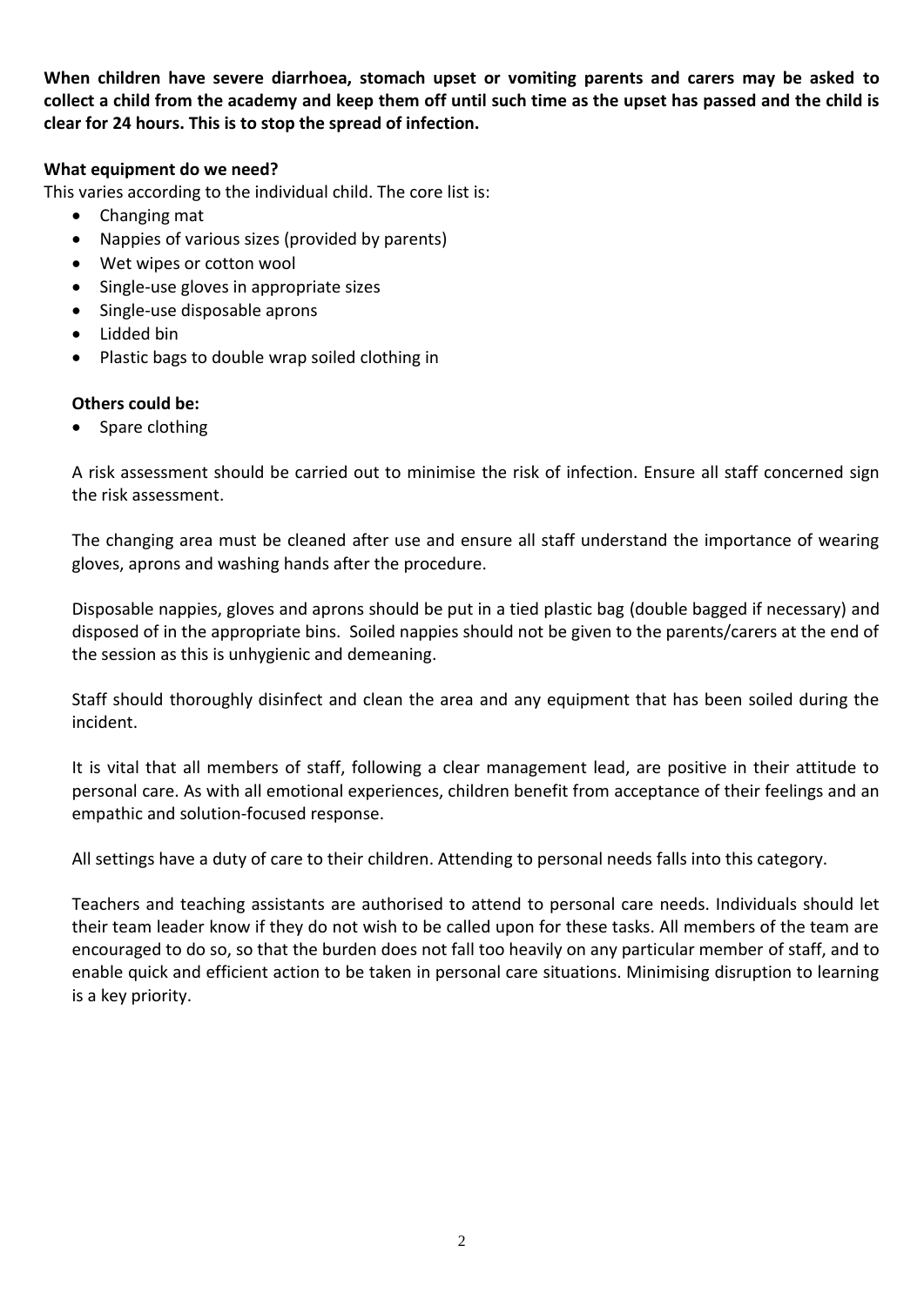**When children have severe diarrhoea, stomach upset or vomiting parents and carers may be asked to collect a child from the academy and keep them off until such time as the upset has passed and the child is clear for 24 hours. This is to stop the spread of infection.**

**What equipment do we need?**

This varies according to the individual child. The core list is:

- Changing mat
- Nappies of various sizes (provided by parents)
- Wet wipes or cotton wool
- Single-use gloves in appropriate sizes
- Single-use disposable aprons
- Lidded bin
- Plastic bags to double wrap soiled clothing in

**Others could be:**

- Spare clothing

A risk assessment should be carried out to minimise the risk of infection. Ensure all staff concerned sign the risk assessment.

The changing area must be cleaned after use and ensure all staff understand the importance of wearing gloves, aprons and washing hands after the procedure.

Disposable nappies, gloves and aprons should be put in a tied plastic bag (double bagged if necessary) and disposed of in the appropriate bins. Soiled nappies should not be given to the parents/carers at the end of the session as this is unhygienic and demeaning.

Staff should thoroughly disinfect and clean the area and any equipment that has been soiled during the incident.

It is vital that all members of staff, following a clear management lead, are positive in their attitude to personal care. As with all emotional experiences, children benefit from acceptance of their feelings and an empathic and solution-focused response.

All settings have a duty of care to their children. Attending to personal needs falls into this category.

Teachers and teaching assistants are authorised to attend to personal care needs. Individuals should let their team leader know if they do not wish to be called upon for these tasks. All members of the team are encouraged to do so, so that the burden does not fall too heavily on any particular member of staff, and to enable quick and efficient action to be taken in personal care situations. Minimising disruption to learning is a key priority.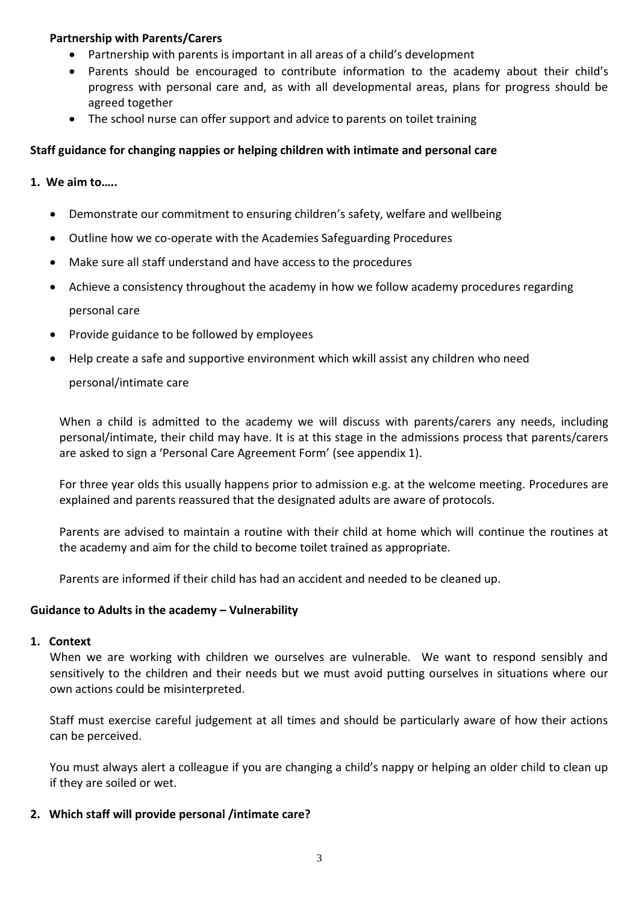**Partnership with Parents/Carers**

- Partnership with parents is important in all areas of a child's development
- Parents should be encouraged to contribute information to the academy about their child's progress with personal care and, as with all developmental areas, plans for progress should be agreed together
- The school nurse can offer support and advice to parents on toilet training

**Staff guidance for changing nappies or helping children with intimate and personal care**

**1. We aim to…..**

- Demonstrate our commitment to ensuring children's safety, welfare and wellbeing
- Outline how we co-operate with the Academies Safeguarding Procedures
- Make sure all staff understand and have access to the procedures
- Achieve a consistency throughout the academy in how we follow academy procedures regarding personal care
- Provide guidance to be followed by employees
- Help create a safe and supportive environment which wkill assist any children who need personal/intimate care

When a child is admitted to the academy we will discuss with parents/carers any needs, including personal/intimate, their child may have. It is at this stage in the admissions process that parents/carers are asked to sign a 'Personal Care Agreement Form' (see appendix 1).

For three year olds this usually happens prior to admission e.g. at the welcome meeting. Procedures are explained and parents reassured that the designated adults are aware of protocols.

Parents are advised to maintain a routine with their child at home which will continue the routines at the academy and aim for the child to become toilet trained as appropriate.

Parents are informed if their child has had an accident and needed to be cleaned up.

**Guidance to Adults in the academy – Vulnerability**

**1. Context**

When we are working with children we ourselves are vulnerable. We want to respond sensibly and sensitively to the children and their needs but we must avoid putting ourselves in situations where our own actions could be misinterpreted.

Staff must exercise careful judgement at all times and should be particularly aware of how their actions can be perceived.

You must always alert a colleague if you are changing a child's nappy or helping an older child to clean up if they are soiled or wet.

**2. Which staff will provide personal /intimate care?**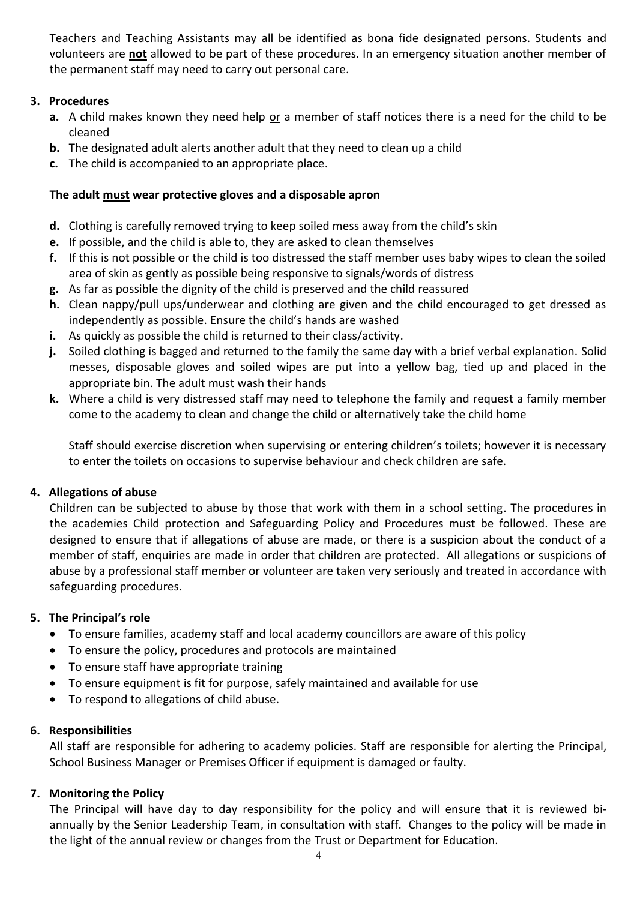Teachers and Teaching Assistants may all be identified as bona fide designated persons. Students and volunteers are **not** allowed to be part of these procedures. In an emergency situation another member of the permanent staff may need to carry out personal care.

## 3. Procedures

- **a.** A child makes known they need help or a member of staff notices there is a need for the child to be cleaned
- **b.** The designated adult alerts another adult that they need to clean up a child
- **c.** The child is accompanied to an appropriate place.

**The adult must wear protective gloves and a disposable apron**

- **d.** Clothing is carefully removed trying to keep soiled mess away from the child's skin
- **e.** If possible, and the child is able to, they are asked to clean themselves
- **f.** If this is not possible or the child is too distressed the staff member uses baby wipes to clean the soiled area of skin as gently as possible being responsive to signals/words of distress
- **g.** As far as possible the dignity of the child is preserved and the child reassured
- **h.** Clean nappy/pull ups/underwear and clothing are given and the child encouraged to get dressed as independently as possible. Ensure the child's hands are washed
- **i.** As quickly as possible the child is returned to their class/activity.
- **j.** Soiled clothing is bagged and returned to the family the same day with a brief verbal explanation. Solid messes, disposable gloves and soiled wipes are put into a yellow bag, tied up and placed in the appropriate bin. The adult must wash their hands
- **k.** Where a child is very distressed staff may need to telephone the family and request a family member come to the academy to clean and change the child or alternatively take the child home

Staff should exercise discretion when supervising or entering children's toilets; however it is necessary to enter the toilets on occasions to supervise behaviour and check children are safe.

## 4. Allegations of abuse

Children can be subjected to abuse by those that work with them in a school setting. The procedures in the academies Child protection and Safeguarding Policy and Procedures must be followed. These are designed to ensure that if allegations of abuse are made, or there is a suspicion about the conduct of a member of staff, enquiries are made in order that children are protected. All allegations or suspicions of abuse by a professional staff member or volunteer are taken very seriously and treated in accordance with safeguarding procedures.

## 5. The Principal's role

- To ensure families, academy staff and local academy councillors are aware of this policy
- To ensure the policy, procedures and protocols are maintained
- To ensure staff have appropriate training
- To ensure equipment is fit for purpose, safely maintained and available for use
- To respond to allegations of child abuse.

## 6. Responsibilities

All staff are responsible for adhering to academy policies. Staff are responsible for alerting the Principal, School Business Manager or Premises Officer if equipment is damaged or faulty.

## 7. Monitoring the Policy

The Principal will have day to day responsibility for the policy and will ensure that it is reviewed bi-annually by the Senior Leadership Team, in consultation with staff. Changes to the policy will be made in the light of the annual review or changes from the Trust or Department for Education.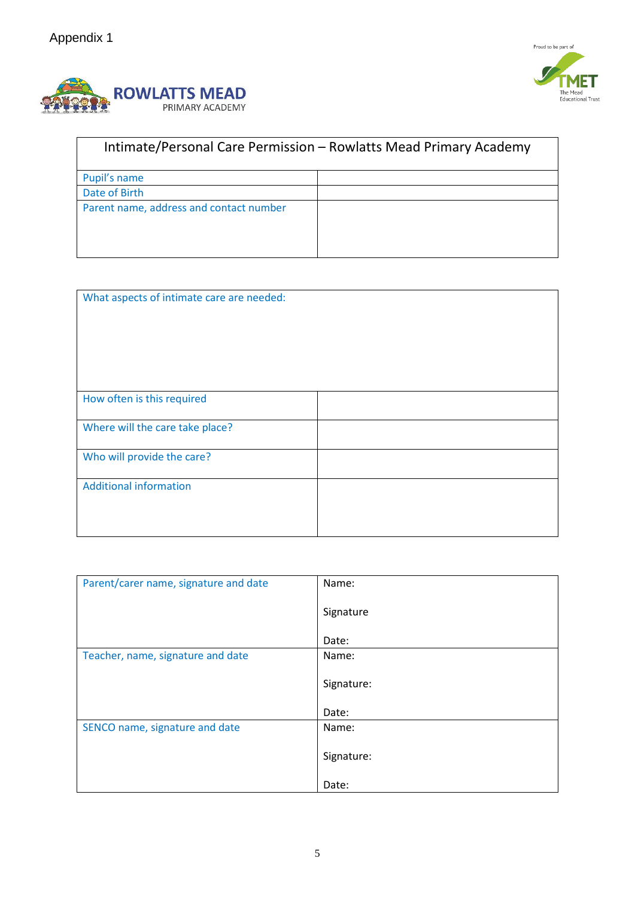Appendix 1

ROWLATTS MEAD
PRIMARY ACADEMY

Proud to be part of
TMET
The Mead Educational Trust

| Intimate/Personal Care Permission – Rowlatts Mead Primary Academy | |
|---|---|
| Pupil's name | |
| Date of Birth | |
| Parent name, address and contact number | |

| What aspects of intimate care are needed: | |
|---|---|
| How often is this required | |
| Where will the care take place? | |
| Who will provide the care? | |
| Additional information | |

| | |
|---|---|
| Parent/carer name, signature and date | Name:<br><br>Signature<br><br>Date: |
| Teacher, name, signature and date | Name:<br><br>Signature:<br><br>Date: |
| SENCO name, signature and date | Name:<br><br>Signature:<br><br>Date: |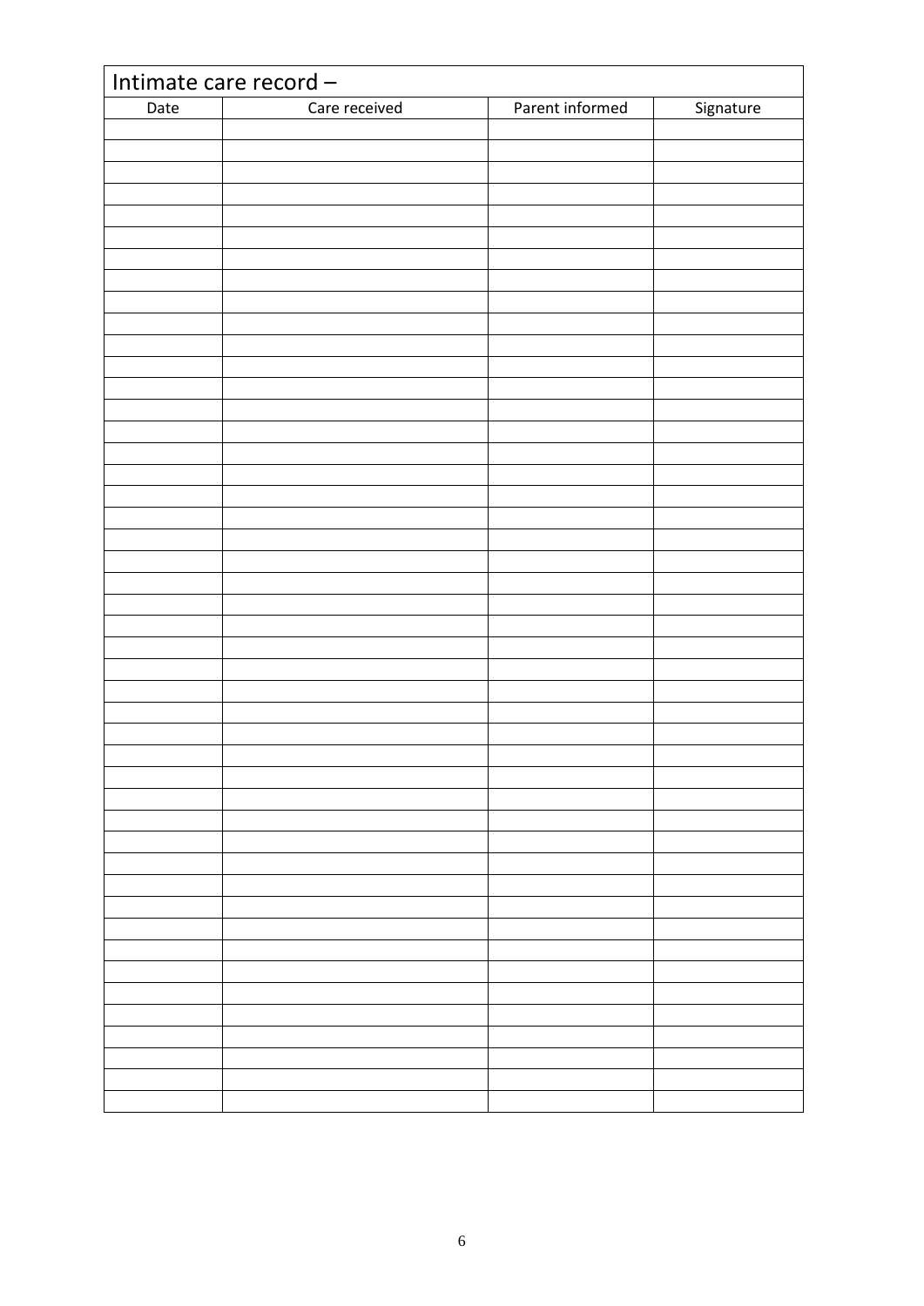## Intimate care record –

| Date | Care received | Parent informed | Signature |
|---|---|---|---|
| | | | |
| | | | |
| | | | |
| | | | |
| | | | |
| | | | |
| | | | |
| | | | |
| | | | |
| | | | |
| | | | |
| | | | |
| | | | |
| | | | |
| | | | |
| | | | |
| | | | |
| | | | |
| | | | |
| | | | |
| | | | |
| | | | |
| | | | |
| | | | |
| | | | |
| | | | |
| | | | |
| | | | |
| | | | |
| | | | |
| | | | |
| | | | |
| | | | |
| | | | |
| | | | |
| | | | |
| | | | |
| | | | |
| | | | |
| | | | |
| | | | |
| | | | |
| | | | |
| | | | |
| | | | |
| | | | |